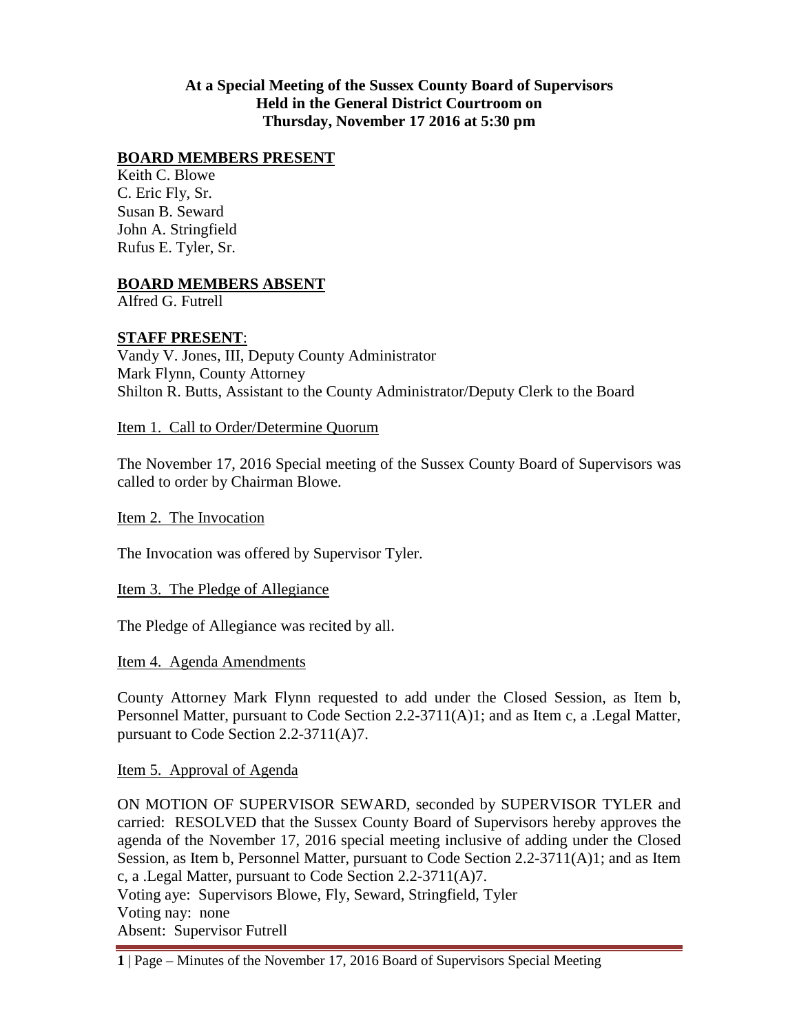**At a Special Meeting of the Sussex County Board of Supervisors**
**Held in the General District Courtroom on**
**Thursday, November 17 2016 at 5:30 pm**

**BOARD MEMBERS PRESENT**

Keith C. Blowe
C. Eric Fly, Sr.
Susan B. Seward
John A. Stringfield
Rufus E. Tyler, Sr.

**BOARD MEMBERS ABSENT**

Alfred G. Futrell

**STAFF PRESENT**:

Vandy V. Jones, III, Deputy County Administrator
Mark Flynn, County Attorney
Shilton R. Butts, Assistant to the County Administrator/Deputy Clerk to the Board

Item 1. Call to Order/Determine Quorum

The November 17, 2016 Special meeting of the Sussex County Board of Supervisors was called to order by Chairman Blowe.

Item 2. The Invocation

The Invocation was offered by Supervisor Tyler.

Item 3. The Pledge of Allegiance

The Pledge of Allegiance was recited by all.

Item 4. Agenda Amendments

County Attorney Mark Flynn requested to add under the Closed Session, as Item b, Personnel Matter, pursuant to Code Section 2.2-3711(A)1; and as Item c, a .Legal Matter, pursuant to Code Section 2.2-3711(A)7.

Item 5. Approval of Agenda

ON MOTION OF SUPERVISOR SEWARD, seconded by SUPERVISOR TYLER and carried: RESOLVED that the Sussex County Board of Supervisors hereby approves the agenda of the November 17, 2016 special meeting inclusive of adding under the Closed Session, as Item b, Personnel Matter, pursuant to Code Section 2.2-3711(A)1; and as Item c, a .Legal Matter, pursuant to Code Section 2.2-3711(A)7.
Voting aye: Supervisors Blowe, Fly, Seward, Stringfield, Tyler
Voting nay: none
Absent: Supervisor Futrell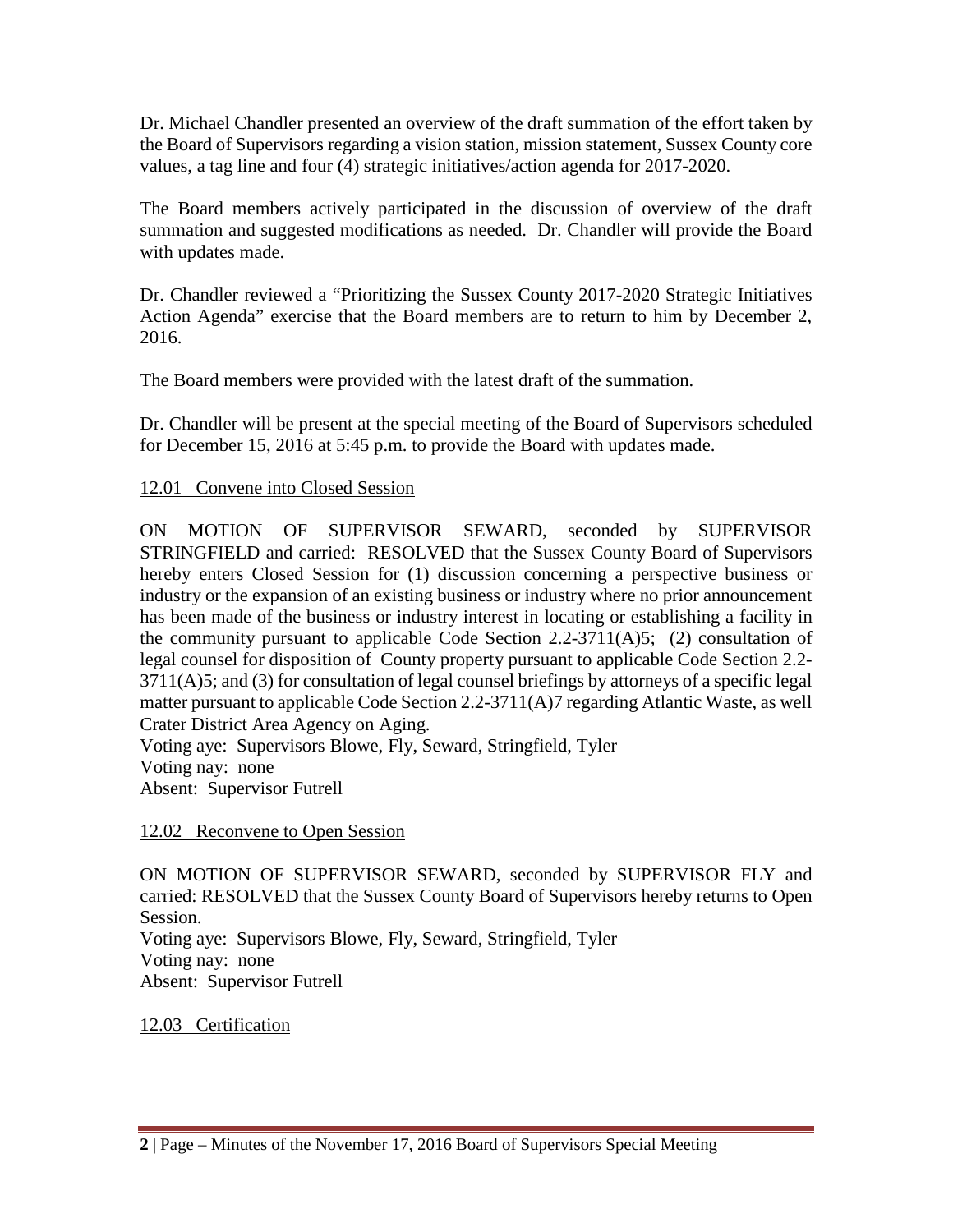Dr. Michael Chandler presented an overview of the draft summation of the effort taken by the Board of Supervisors regarding a vision station, mission statement, Sussex County core values, a tag line and four (4) strategic initiatives/action agenda for 2017-2020.

The Board members actively participated in the discussion of overview of the draft summation and suggested modifications as needed. Dr. Chandler will provide the Board with updates made.

Dr. Chandler reviewed a "Prioritizing the Sussex County 2017-2020 Strategic Initiatives Action Agenda" exercise that the Board members are to return to him by December 2, 2016.

The Board members were provided with the latest draft of the summation.

Dr. Chandler will be present at the special meeting of the Board of Supervisors scheduled for December 15, 2016 at 5:45 p.m. to provide the Board with updates made.

12.01 Convene into Closed Session

ON MOTION OF SUPERVISOR SEWARD, seconded by SUPERVISOR STRINGFIELD and carried: RESOLVED that the Sussex County Board of Supervisors hereby enters Closed Session for (1) discussion concerning a perspective business or industry or the expansion of an existing business or industry where no prior announcement has been made of the business or industry interest in locating or establishing a facility in the community pursuant to applicable Code Section 2.2-3711(A)5; (2) consultation of legal counsel for disposition of County property pursuant to applicable Code Section 2.2-3711(A)5; and (3) for consultation of legal counsel briefings by attorneys of a specific legal matter pursuant to applicable Code Section 2.2-3711(A)7 regarding Atlantic Waste, as well Crater District Area Agency on Aging.
Voting aye: Supervisors Blowe, Fly, Seward, Stringfield, Tyler
Voting nay: none
Absent: Supervisor Futrell

12.02 Reconvene to Open Session

ON MOTION OF SUPERVISOR SEWARD, seconded by SUPERVISOR FLY and carried: RESOLVED that the Sussex County Board of Supervisors hereby returns to Open Session.
Voting aye: Supervisors Blowe, Fly, Seward, Stringfield, Tyler
Voting nay: none
Absent: Supervisor Futrell

12.03 Certification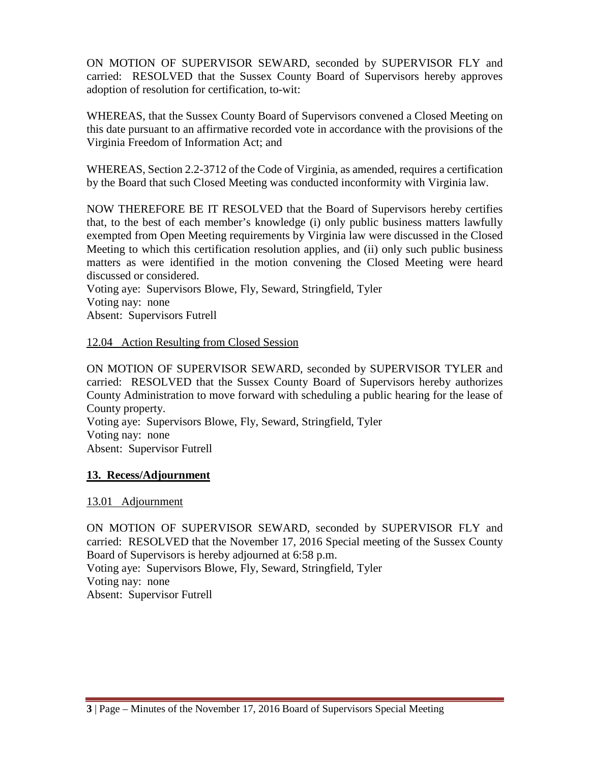ON MOTION OF SUPERVISOR SEWARD, seconded by SUPERVISOR FLY and carried: RESOLVED that the Sussex County Board of Supervisors hereby approves adoption of resolution for certification, to-wit:

WHEREAS, that the Sussex County Board of Supervisors convened a Closed Meeting on this date pursuant to an affirmative recorded vote in accordance with the provisions of the Virginia Freedom of Information Act; and

WHEREAS, Section 2.2-3712 of the Code of Virginia, as amended, requires a certification by the Board that such Closed Meeting was conducted inconformity with Virginia law.

NOW THEREFORE BE IT RESOLVED that the Board of Supervisors hereby certifies that, to the best of each member's knowledge (i) only public business matters lawfully exempted from Open Meeting requirements by Virginia law were discussed in the Closed Meeting to which this certification resolution applies, and (ii) only such public business matters as were identified in the motion convening the Closed Meeting were heard discussed or considered.
Voting aye: Supervisors Blowe, Fly, Seward, Stringfield, Tyler
Voting nay: none
Absent: Supervisors Futrell

12.04 Action Resulting from Closed Session

ON MOTION OF SUPERVISOR SEWARD, seconded by SUPERVISOR TYLER and carried: RESOLVED that the Sussex County Board of Supervisors hereby authorizes County Administration to move forward with scheduling a public hearing for the lease of County property.
Voting aye: Supervisors Blowe, Fly, Seward, Stringfield, Tyler
Voting nay: none
Absent: Supervisor Futrell

## 13. Recess/Adjournment

13.01 Adjournment

ON MOTION OF SUPERVISOR SEWARD, seconded by SUPERVISOR FLY and carried: RESOLVED that the November 17, 2016 Special meeting of the Sussex County Board of Supervisors is hereby adjourned at 6:58 p.m.
Voting aye: Supervisors Blowe, Fly, Seward, Stringfield, Tyler
Voting nay: none
Absent: Supervisor Futrell